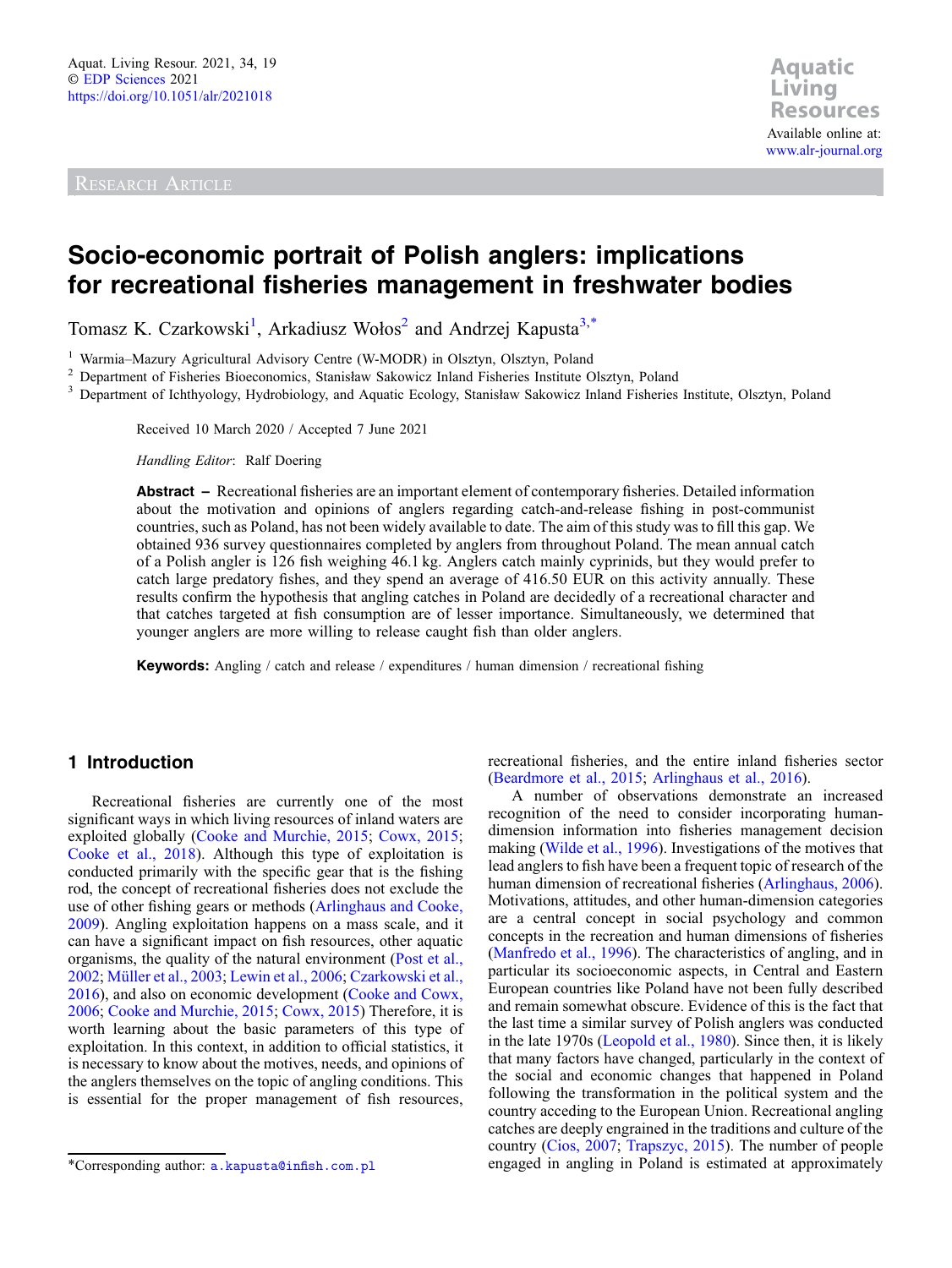Research Article

# Socio-economic portrait of Polish anglers: implications for recreational fisheries management in freshwater bodies

Tomasz K. Czarkowski[1], Arkadiusz Wołos[2] and Andrzej Kapusta[3,*]

[1] Warmia–Mazury Agricultural Advisory Centre (W-MODR) in Olsztyn, Olsztyn, Poland
[2] Department of Fisheries Bioeconomics, Stanisław Sakowicz Inland Fisheries Institute Olsztyn, Poland
[3] Department of Ichthyology, Hydrobiology, and Aquatic Ecology, Stanisław Sakowicz Inland Fisheries Institute, Olsztyn, Poland

Received 10 March 2020 / Accepted 7 June 2021

*Handling Editor*: Ralf Doering

**Abstract –** Recreational fisheries are an important element of contemporary fisheries. Detailed information about the motivation and opinions of anglers regarding catch-and-release fishing in post-communist countries, such as Poland, has not been widely available to date. The aim of this study was to fill this gap. We obtained 936 survey questionnaires completed by anglers from throughout Poland. The mean annual catch of a Polish angler is 126 fish weighing 46.1 kg. Anglers catch mainly cyprinids, but they would prefer to catch large predatory fishes, and they spend an average of 416.50 EUR on this activity annually. These results confirm the hypothesis that angling catches in Poland are decidedly of a recreational character and that catches targeted at fish consumption are of lesser importance. Simultaneously, we determined that younger anglers are more willing to release caught fish than older anglers.

**Keywords:** Angling / catch and release / expenditures / human dimension / recreational fishing

## 1 Introduction

Recreational fisheries are currently one of the most significant ways in which living resources of inland waters are exploited globally (Cooke and Murchie, 2015; Cowx, 2015; Cooke et al., 2018). Although this type of exploitation is conducted primarily with the specific gear that is the fishing rod, the concept of recreational fisheries does not exclude the use of other fishing gears or methods (Arlinghaus and Cooke, 2009). Angling exploitation happens on a mass scale, and it can have a significant impact on fish resources, other aquatic organisms, the quality of the natural environment (Post et al., 2002; Müller et al., 2003; Lewin et al., 2006; Czarkowski et al., 2016), and also on economic development (Cooke and Cowx, 2006; Cooke and Murchie, 2015; Cowx, 2015) Therefore, it is worth learning about the basic parameters of this type of exploitation. In this context, in addition to official statistics, it is necessary to know about the motives, needs, and opinions of the anglers themselves on the topic of angling conditions. This is essential for the proper management of fish resources, recreational fisheries, and the entire inland fisheries sector (Beardmore et al., 2015; Arlinghaus et al., 2016).

A number of observations demonstrate an increased recognition of the need to consider incorporating human-dimension information into fisheries management decision making (Wilde et al., 1996). Investigations of the motives that lead anglers to fish have been a frequent topic of research of the human dimension of recreational fisheries (Arlinghaus, 2006). Motivations, attitudes, and other human-dimension categories are a central concept in social psychology and common concepts in the recreation and human dimensions of fisheries (Manfredo et al., 1996). The characteristics of angling, and in particular its socioeconomic aspects, in Central and Eastern European countries like Poland have not been fully described and remain somewhat obscure. Evidence of this is the fact that the last time a similar survey of Polish anglers was conducted in the late 1970s (Leopold et al., 1980). Since then, it is likely that many factors have changed, particularly in the context of the social and economic changes that happened in Poland following the transformation in the political system and the country acceding to the European Union. Recreational angling catches are deeply engrained in the traditions and culture of the country (Cios, 2007; Trapszyc, 2015). The number of people engaged in angling in Poland is estimated at approximately

*Corresponding author: a.kapusta@infish.com.pl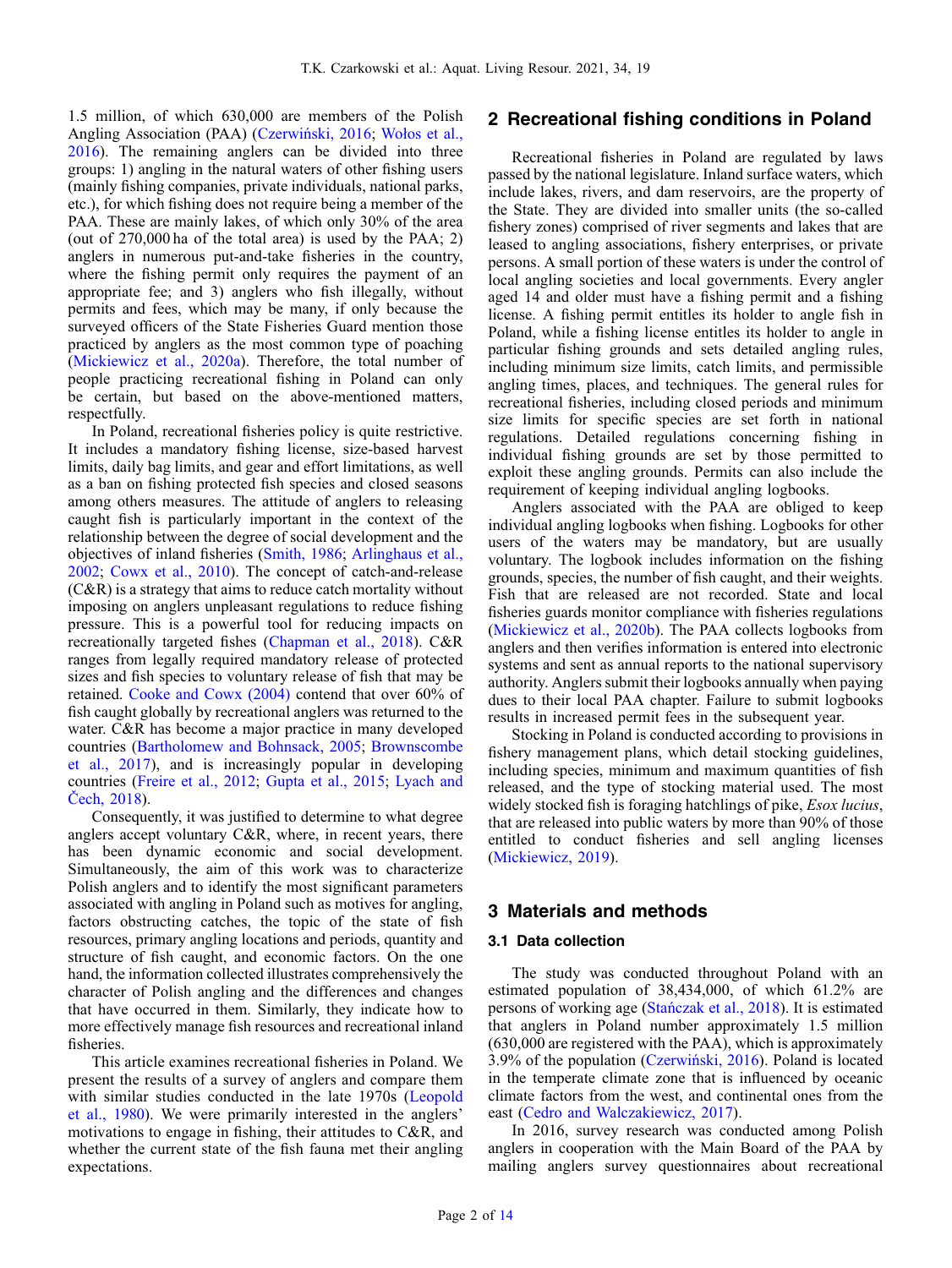1.5 million, of which 630,000 are members of the Polish Angling Association (PAA) (Czerwiński, 2016; Wołos et al., 2016). The remaining anglers can be divided into three groups: 1) angling in the natural waters of other fishing users (mainly fishing companies, private individuals, national parks, etc.), for which fishing does not require being a member of the PAA. These are mainly lakes, of which only 30% of the area (out of 270,000 ha of the total area) is used by the PAA; 2) anglers in numerous put-and-take fisheries in the country, where the fishing permit only requires the payment of an appropriate fee; and 3) anglers who fish illegally, without permits and fees, which may be many, if only because the surveyed officers of the State Fisheries Guard mention those practiced by anglers as the most common type of poaching (Mickiewicz et al., 2020a). Therefore, the total number of people practicing recreational fishing in Poland can only be certain, but based on the above-mentioned matters, respectfully.

In Poland, recreational fisheries policy is quite restrictive. It includes a mandatory fishing license, size-based harvest limits, daily bag limits, and gear and effort limitations, as well as a ban on fishing protected fish species and closed seasons among others measures. The attitude of anglers to releasing caught fish is particularly important in the context of the relationship between the degree of social development and the objectives of inland fisheries (Smith, 1986; Arlinghaus et al., 2002; Cowx et al., 2010). The concept of catch-and-release (C&R) is a strategy that aims to reduce catch mortality without imposing on anglers unpleasant regulations to reduce fishing pressure. This is a powerful tool for reducing impacts on recreationally targeted fishes (Chapman et al., 2018). C&R ranges from legally required mandatory release of protected sizes and fish species to voluntary release of fish that may be retained. Cooke and Cowx (2004) contend that over 60% of fish caught globally by recreational anglers was returned to the water. C&R has become a major practice in many developed countries (Bartholomew and Bohnsack, 2005; Brownscombe et al., 2017), and is increasingly popular in developing countries (Freire et al., 2012; Gupta et al., 2015; Lyach and Čech, 2018).

Consequently, it was justified to determine to what degree anglers accept voluntary C&R, where, in recent years, there has been dynamic economic and social development. Simultaneously, the aim of this work was to characterize Polish anglers and to identify the most significant parameters associated with angling in Poland such as motives for angling, factors obstructing catches, the topic of the state of fish resources, primary angling locations and periods, quantity and structure of fish caught, and economic factors. On the one hand, the information collected illustrates comprehensively the character of Polish angling and the differences and changes that have occurred in them. Similarly, they indicate how to more effectively manage fish resources and recreational inland fisheries.

This article examines recreational fisheries in Poland. We present the results of a survey of anglers and compare them with similar studies conducted in the late 1970s (Leopold et al., 1980). We were primarily interested in the anglers' motivations to engage in fishing, their attitudes to C&R, and whether the current state of the fish fauna met their angling expectations.

## 2 Recreational fishing conditions in Poland

Recreational fisheries in Poland are regulated by laws passed by the national legislature. Inland surface waters, which include lakes, rivers, and dam reservoirs, are the property of the State. They are divided into smaller units (the so-called fishery zones) comprised of river segments and lakes that are leased to angling associations, fishery enterprises, or private persons. A small portion of these waters is under the control of local angling societies and local governments. Every angler aged 14 and older must have a fishing permit and a fishing license. A fishing permit entitles its holder to angle fish in Poland, while a fishing license entitles its holder to angle in particular fishing grounds and sets detailed angling rules, including minimum size limits, catch limits, and permissible angling times, places, and techniques. The general rules for recreational fisheries, including closed periods and minimum size limits for specific species are set forth in national regulations. Detailed regulations concerning fishing in individual fishing grounds are set by those permitted to exploit these angling grounds. Permits can also include the requirement of keeping individual angling logbooks.

Anglers associated with the PAA are obliged to keep individual angling logbooks when fishing. Logbooks for other users of the waters may be mandatory, but are usually voluntary. The logbook includes information on the fishing grounds, species, the number of fish caught, and their weights. Fish that are released are not recorded. State and local fisheries guards monitor compliance with fisheries regulations (Mickiewicz et al., 2020b). The PAA collects logbooks from anglers and then verifies information is entered into electronic systems and sent as annual reports to the national supervisory authority. Anglers submit their logbooks annually when paying dues to their local PAA chapter. Failure to submit logbooks results in increased permit fees in the subsequent year.

Stocking in Poland is conducted according to provisions in fishery management plans, which detail stocking guidelines, including species, minimum and maximum quantities of fish released, and the type of stocking material used. The most widely stocked fish is foraging hatchlings of pike, *Esox lucius*, that are released into public waters by more than 90% of those entitled to conduct fisheries and sell angling licenses (Mickiewicz, 2019).

## 3 Materials and methods

### 3.1 Data collection

The study was conducted throughout Poland with an estimated population of 38,434,000, of which 61.2% are persons of working age (Stańczak et al., 2018). It is estimated that anglers in Poland number approximately 1.5 million (630,000 are registered with the PAA), which is approximately 3.9% of the population (Czerwiński, 2016). Poland is located in the temperate climate zone that is influenced by oceanic climate factors from the west, and continental ones from the east (Cedro and Walczakiewicz, 2017).

In 2016, survey research was conducted among Polish anglers in cooperation with the Main Board of the PAA by mailing anglers survey questionnaires about recreational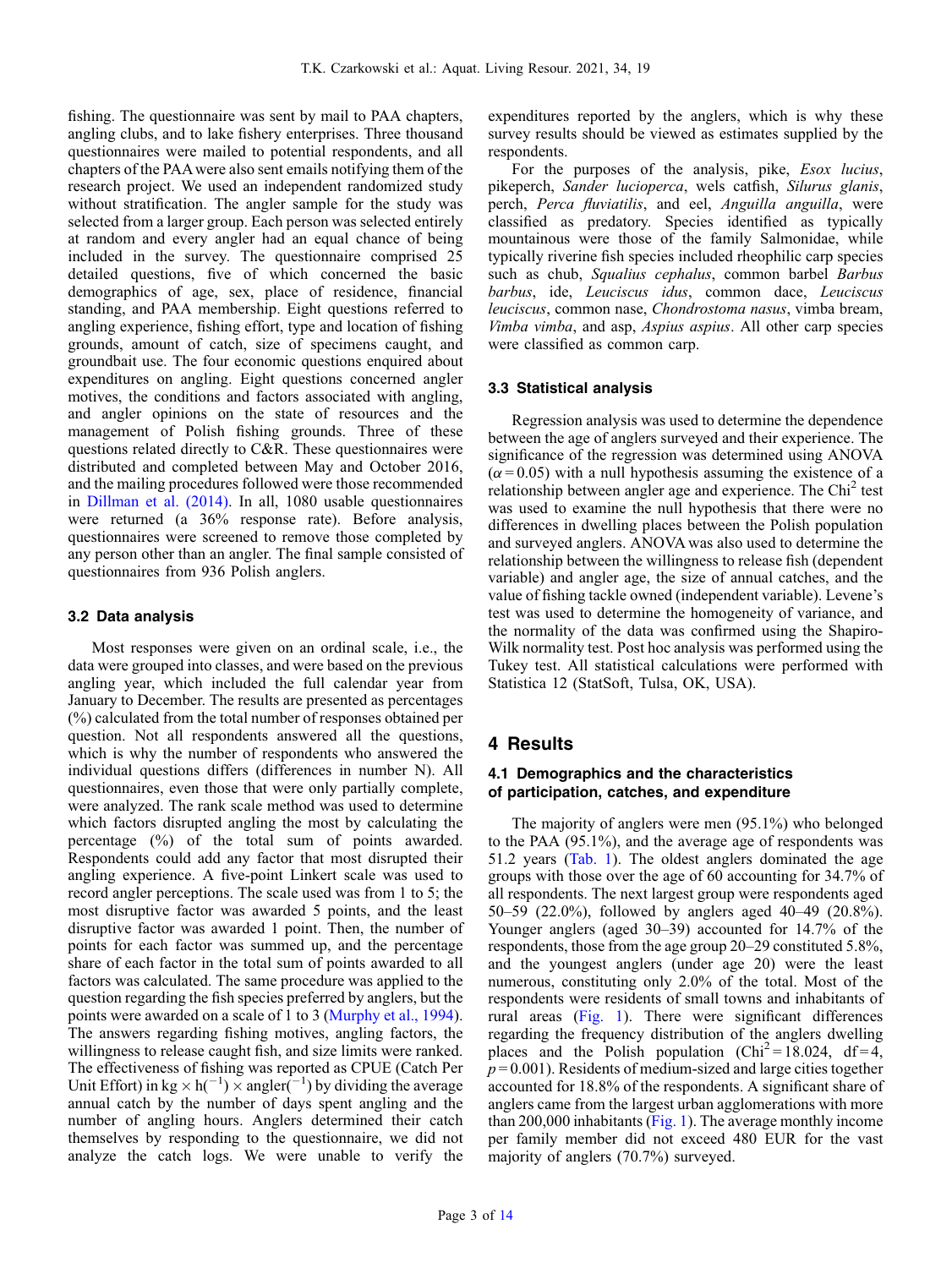fishing. The questionnaire was sent by mail to PAA chapters, angling clubs, and to lake fishery enterprises. Three thousand questionnaires were mailed to potential respondents, and all chapters of the PAA were also sent emails notifying them of the research project. We used an independent randomized study without stratification. The angler sample for the study was selected from a larger group. Each person was selected entirely at random and every angler had an equal chance of being included in the survey. The questionnaire comprised 25 detailed questions, five of which concerned the basic demographics of age, sex, place of residence, financial standing, and PAA membership. Eight questions referred to angling experience, fishing effort, type and location of fishing grounds, amount of catch, size of specimens caught, and groundbait use. The four economic questions enquired about expenditures on angling. Eight questions concerned angler motives, the conditions and factors associated with angling, and angler opinions on the state of resources and the management of Polish fishing grounds. Three of these questions related directly to C&R. These questionnaires were distributed and completed between May and October 2016, and the mailing procedures followed were those recommended in Dillman et al. (2014). In all, 1080 usable questionnaires were returned (a 36% response rate). Before analysis, questionnaires were screened to remove those completed by any person other than an angler. The final sample consisted of questionnaires from 936 Polish anglers.

### 3.2 Data analysis

Most responses were given on an ordinal scale, i.e., the data were grouped into classes, and were based on the previous angling year, which included the full calendar year from January to December. The results are presented as percentages (%) calculated from the total number of responses obtained per question. Not all respondents answered all the questions, which is why the number of respondents who answered the individual questions differs (differences in number N). All questionnaires, even those that were only partially complete, were analyzed. The rank scale method was used to determine which factors disrupted angling the most by calculating the percentage (%) of the total sum of points awarded. Respondents could add any factor that most disrupted their angling experience. A five-point Linkert scale was used to record angler perceptions. The scale used was from 1 to 5; the most disruptive factor was awarded 5 points, and the least disruptive factor was awarded 1 point. Then, the number of points for each factor was summed up, and the percentage share of each factor in the total sum of points awarded to all factors was calculated. The same procedure was applied to the question regarding the fish species preferred by anglers, but the points were awarded on a scale of 1 to 3 (Murphy et al., 1994). The answers regarding fishing motives, angling factors, the willingness to release caught fish, and size limits were ranked. The effectiveness of fishing was reported as CPUE (Catch Per Unit Effort) in $\text{kg} \times \text{h}^{(-1)} \times \text{angler}^{(-1)}$ by dividing the average annual catch by the number of days spent angling and the number of angling hours. Anglers determined their catch themselves by responding to the questionnaire, we did not analyze the catch logs. We were unable to verify the expenditures reported by the anglers, which is why these survey results should be viewed as estimates supplied by the respondents.

For the purposes of the analysis, pike, *Esox lucius*, pikeperch, *Sander lucioperca*, wels catfish, *Silurus glanis*, perch, *Perca fluviatilis*, and eel, *Anguilla anguilla*, were classified as predatory. Species identified as typically mountainous were those of the family Salmonidae, while typically riverine fish species included rheophilic carp species such as chub, *Squalius cephalus*, common barbel *Barbus barbus*, ide, *Leuciscus idus*, common dace, *Leuciscus leuciscus*, common nase, *Chondrostoma nasus*, vimba bream, *Vimba vimba*, and asp, *Aspius aspius*. All other carp species were classified as common carp.

### 3.3 Statistical analysis

Regression analysis was used to determine the dependence between the age of anglers surveyed and their experience. The significance of the regression was determined using ANOVA ($\alpha = 0.05$) with a null hypothesis assuming the existence of a relationship between angler age and experience. The $\text{Chi}^2$ test was used to examine the null hypothesis that there were no differences in dwelling places between the Polish population and surveyed anglers. ANOVA was also used to determine the relationship between the willingness to release fish (dependent variable) and angler age, the size of annual catches, and the value of fishing tackle owned (independent variable). Levene's test was used to determine the homogeneity of variance, and the normality of the data was confirmed using the Shapiro-Wilk normality test. Post hoc analysis was performed using the Tukey test. All statistical calculations were performed with Statistica 12 (StatSoft, Tulsa, OK, USA).

## 4 Results

### 4.1 Demographics and the characteristics of participation, catches, and expenditure

The majority of anglers were men (95.1%) who belonged to the PAA (95.1%), and the average age of respondents was 51.2 years (Tab. 1). The oldest anglers dominated the age groups with those over the age of 60 accounting for 34.7% of all respondents. The next largest group were respondents aged 50–59 (22.0%), followed by anglers aged 40–49 (20.8%). Younger anglers (aged 30–39) accounted for 14.7% of the respondents, those from the age group 20–29 constituted 5.8%, and the youngest anglers (under age 20) were the least numerous, constituting only 2.0% of the total. Most of the respondents were residents of small towns and inhabitants of rural areas (Fig. 1). There were significant differences regarding the frequency distribution of the anglers dwelling places and the Polish population ($\text{Chi}^2 = 18.024$, $\text{df} = 4$, $p = 0.001$). Residents of medium-sized and large cities together accounted for 18.8% of the respondents. A significant share of anglers came from the largest urban agglomerations with more than 200,000 inhabitants (Fig. 1). The average monthly income per family member did not exceed 480 EUR for the vast majority of anglers (70.7%) surveyed.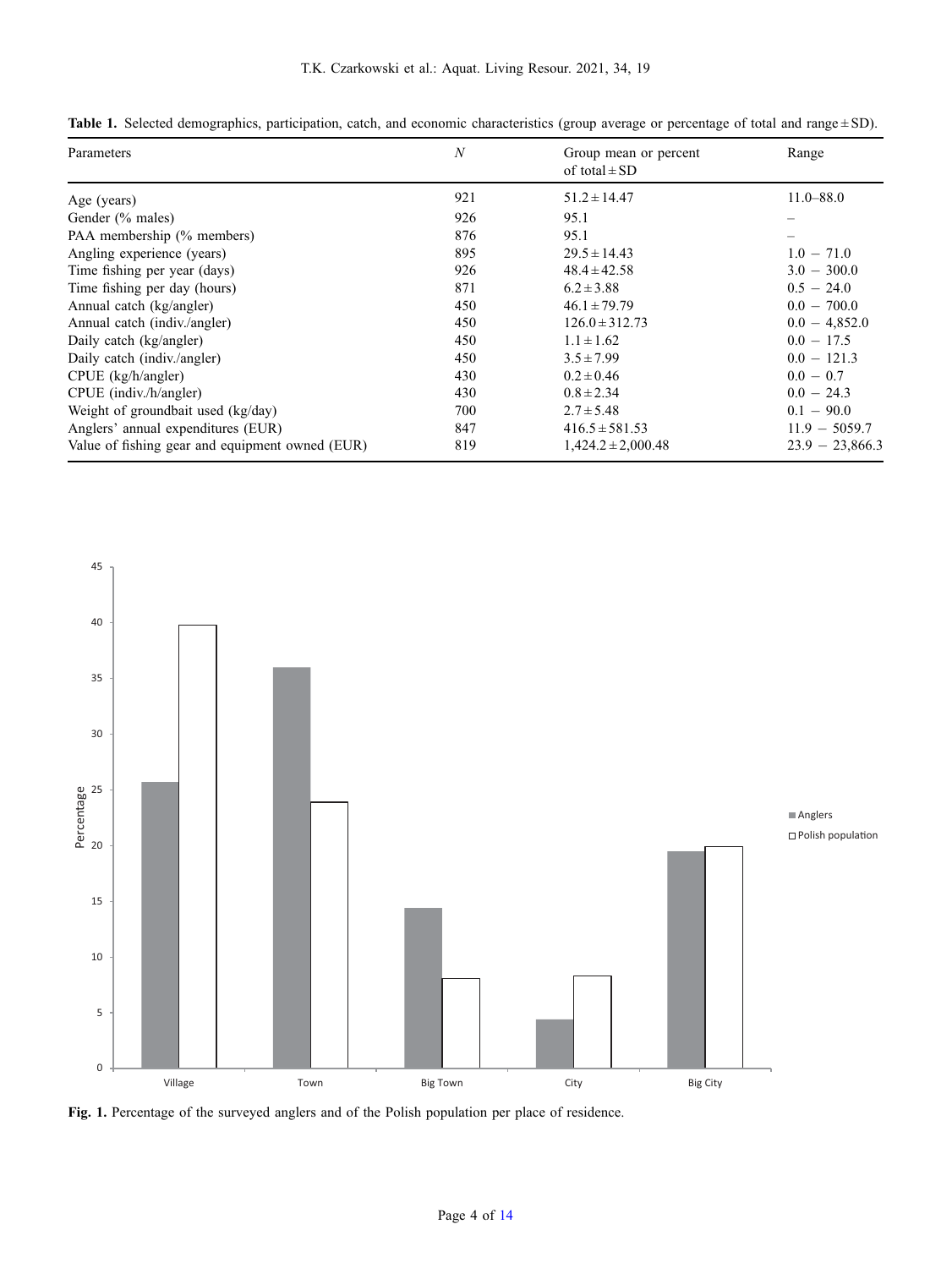**Table 1.** Selected demographics, participation, catch, and economic characteristics (group average or percentage of total and range ± SD).

| Parameters | N | Group mean or percent of total ± SD | Range |
|---|---|---|---|
| Age (years) | 921 | 51.2 ± 14.47 | 11.0–88.0 |
| Gender (% males) | 926 | 95.1 | – |
| PAA membership (% members) | 876 | 95.1 | – |
| Angling experience (years) | 895 | 29.5 ± 14.43 | 1.0 – 71.0 |
| Time fishing per year (days) | 926 | 48.4 ± 42.58 | 3.0 – 300.0 |
| Time fishing per day (hours) | 871 | 6.2 ± 3.88 | 0.5 – 24.0 |
| Annual catch (kg/angler) | 450 | 46.1 ± 79.79 | 0.0 – 700.0 |
| Annual catch (indiv./angler) | 450 | 126.0 ± 312.73 | 0.0 – 4,852.0 |
| Daily catch (kg/angler) | 450 | 1.1 ± 1.62 | 0.0 – 17.5 |
| Daily catch (indiv./angler) | 450 | 3.5 ± 7.99 | 0.0 – 121.3 |
| CPUE (kg/h/angler) | 430 | 0.2 ± 0.46 | 0.0 – 0.7 |
| CPUE (indiv./h/angler) | 430 | 0.8 ± 2.34 | 0.0 – 24.3 |
| Weight of groundbait used (kg/day) | 700 | 2.7 ± 5.48 | 0.1 – 90.0 |
| Anglers' annual expenditures (EUR) | 847 | 416.5 ± 581.53 | 11.9 – 5059.7 |
| Value of fishing gear and equipment owned (EUR) | 819 | 1,424.2 ± 2,000.48 | 23.9 – 23,866.3 |

**Fig. 1.** Percentage of the surveyed anglers and of the Polish population per place of residence.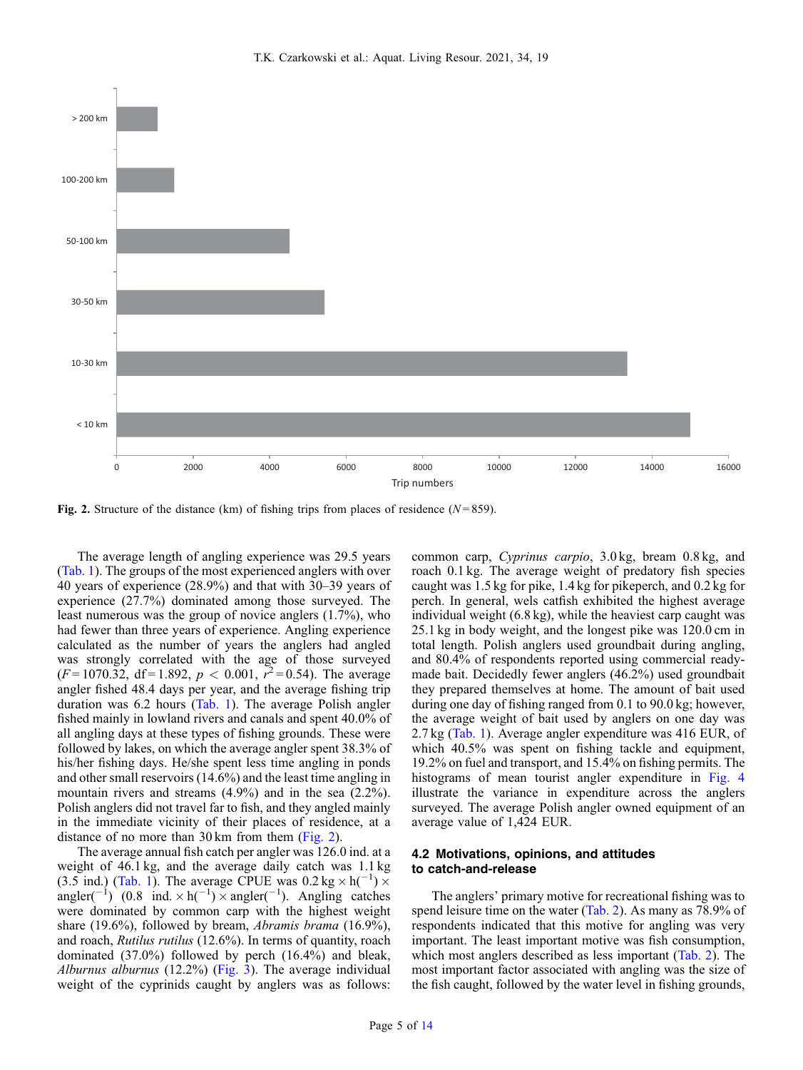Fig. 2. Structure of the distance (km) of fishing trips from places of residence ($N = 859$).

The average length of angling experience was 29.5 years (Tab. 1). The groups of the most experienced anglers with over 40 years of experience (28.9%) and that with 30–39 years of experience (27.7%) dominated among those surveyed. The least numerous was the group of novice anglers (1.7%), who had fewer than three years of experience. Angling experience calculated as the number of years the anglers had angled was strongly correlated with the age of those surveyed ($F = 1070.32$, df = 1.892, $p < 0.001$, $r^2 = 0.54$). The average angler fished 48.4 days per year, and the average fishing trip duration was 6.2 hours (Tab. 1). The average Polish angler fished mainly in lowland rivers and canals and spent 40.0% of all angling days at these types of fishing grounds. These were followed by lakes, on which the average angler spent 38.3% of his/her fishing days. He/she spent less time angling in ponds and other small reservoirs (14.6%) and the least time angling in mountain rivers and streams (4.9%) and in the sea (2.2%). Polish anglers did not travel far to fish, and they angled mainly in the immediate vicinity of their places of residence, at a distance of no more than 30 km from them (Fig. 2).

The average annual fish catch per angler was 126.0 ind. at a weight of 46.1 kg, and the average daily catch was 1.1 kg (3.5 ind.) (Tab. 1). The average CPUE was $0.2\ \text{kg} \times \text{h}(^{-1}) \times \text{angler}(^{-1})$ ($0.8\ \text{ind.} \times \text{h}(^{-1}) \times \text{angler}(^{-1})$). Angling catches were dominated by common carp with the highest weight share (19.6%), followed by bream, *Abramis brama* (16.9%), and roach, *Rutilus rutilus* (12.6%). In terms of quantity, roach dominated (37.0%) followed by perch (16.4%) and bleak, *Alburnus alburnus* (12.2%) (Fig. 3). The average individual weight of the cyprinids caught by anglers was as follows: common carp, *Cyprinus carpio*, 3.0 kg, bream 0.8 kg, and roach 0.1 kg. The average weight of predatory fish species caught was 1.5 kg for pike, 1.4 kg for pikeperch, and 0.2 kg for perch. In general, wels catfish exhibited the highest average individual weight (6.8 kg), while the heaviest carp caught was 25.1 kg in body weight, and the longest pike was 120.0 cm in total length. Polish anglers used groundbait during angling, and 80.4% of respondents reported using commercial ready-made bait. Decidedly fewer anglers (46.2%) used groundbait they prepared themselves at home. The amount of bait used during one day of fishing ranged from 0.1 to 90.0 kg; however, the average weight of bait used by anglers on one day was 2.7 kg (Tab. 1). Average angler expenditure was 416 EUR, of which 40.5% was spent on fishing tackle and equipment, 19.2% on fuel and transport, and 15.4% on fishing permits. The histograms of mean tourist angler expenditure in Fig. 4 illustrate the variance in expenditure across the anglers surveyed. The average Polish angler owned equipment of an average value of 1,424 EUR.

### 4.2 Motivations, opinions, and attitudes to catch-and-release

The anglers' primary motive for recreational fishing was to spend leisure time on the water (Tab. 2). As many as 78.9% of respondents indicated that this motive for angling was very important. The least important motive was fish consumption, which most anglers described as less important (Tab. 2). The most important factor associated with angling was the size of the fish caught, followed by the water level in fishing grounds,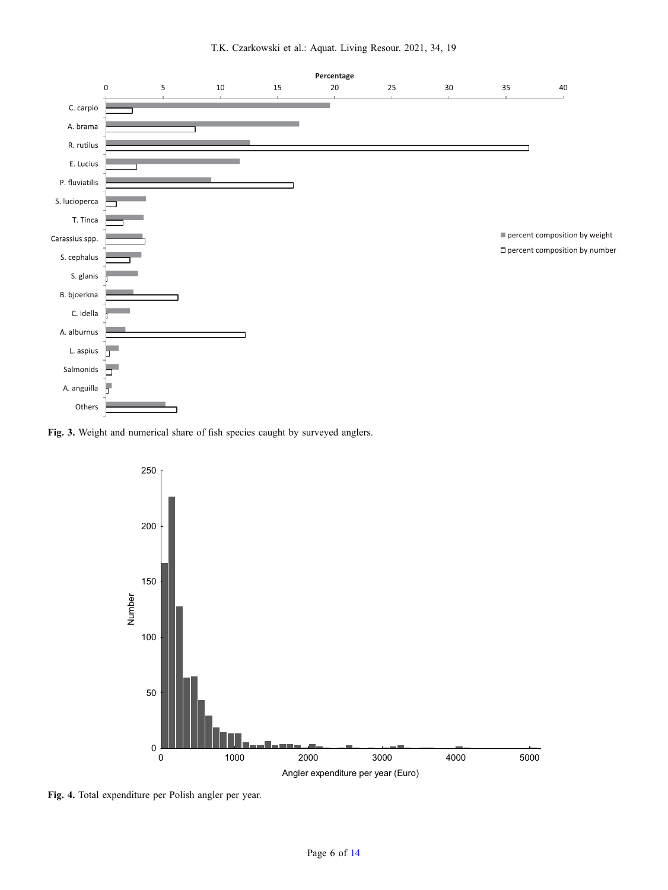Fig. 3. Weight and numerical share of fish species caught by surveyed anglers.

Fig. 4. Total expenditure per Polish angler per year.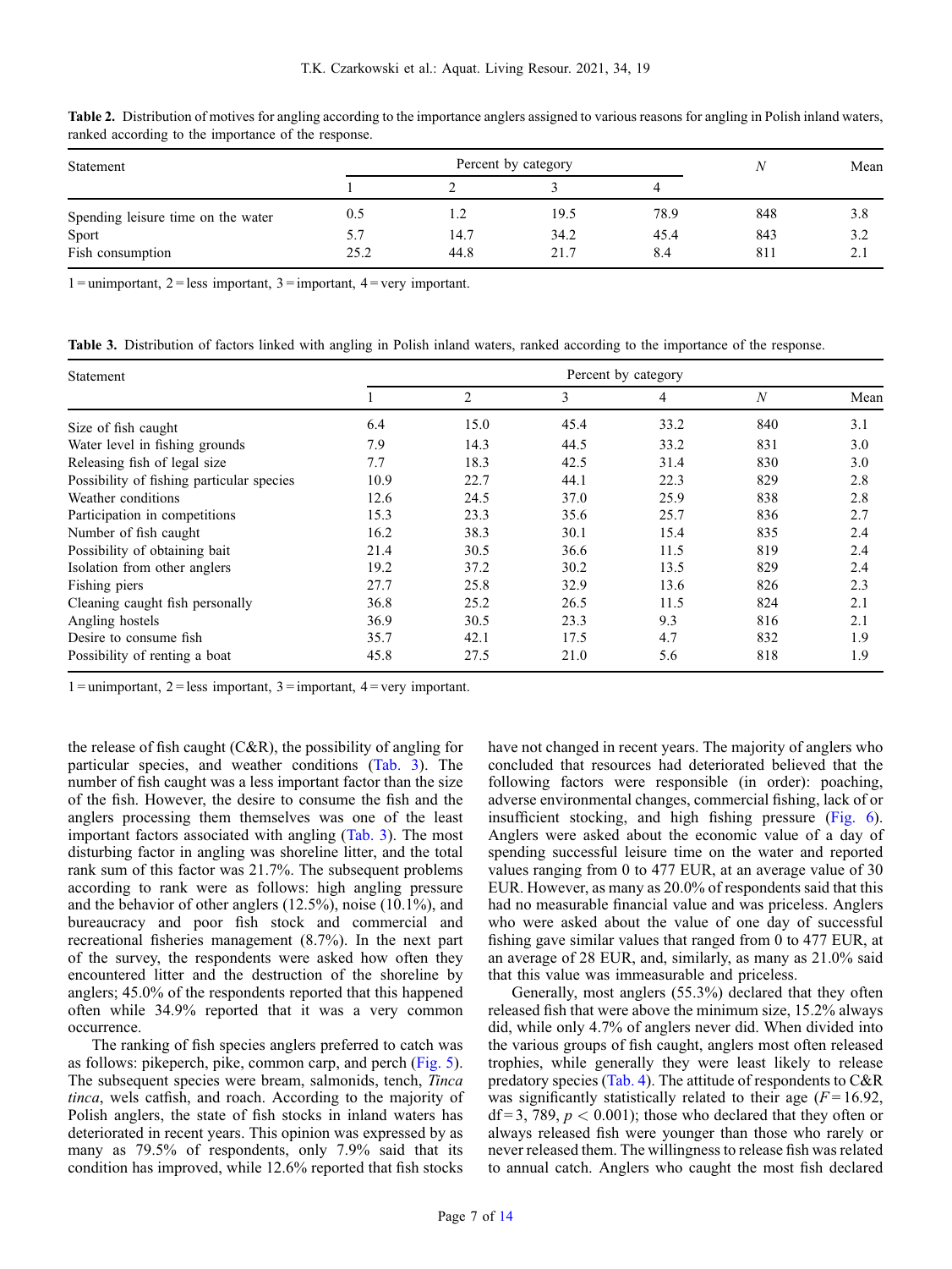**Table 2.** Distribution of motives for angling according to the importance anglers assigned to various reasons for angling in Polish inland waters, ranked according to the importance of the response.

| Statement | Percent by category | | | | N | Mean |
|---|---|---|---|---|---|---|
| | 1 | 2 | 3 | 4 | | |
| Spending leisure time on the water | 0.5 | 1.2 | 19.5 | 78.9 | 848 | 3.8 |
| Sport | 5.7 | 14.7 | 34.2 | 45.4 | 843 | 3.2 |
| Fish consumption | 25.2 | 44.8 | 21.7 | 8.4 | 811 | 2.1 |

1 = unimportant, 2 = less important, 3 = important, 4 = very important.

**Table 3.** Distribution of factors linked with angling in Polish inland waters, ranked according to the importance of the response.

| Statement | Percent by category | | | | | |
|---|---|---|---|---|---|---|
| | 1 | 2 | 3 | 4 | N | Mean |
| Size of fish caught | 6.4 | 15.0 | 45.4 | 33.2 | 840 | 3.1 |
| Water level in fishing grounds | 7.9 | 14.3 | 44.5 | 33.2 | 831 | 3.0 |
| Releasing fish of legal size | 7.7 | 18.3 | 42.5 | 31.4 | 830 | 3.0 |
| Possibility of fishing particular species | 10.9 | 22.7 | 44.1 | 22.3 | 829 | 2.8 |
| Weather conditions | 12.6 | 24.5 | 37.0 | 25.9 | 838 | 2.8 |
| Participation in competitions | 15.3 | 23.3 | 35.6 | 25.7 | 836 | 2.7 |
| Number of fish caught | 16.2 | 38.3 | 30.1 | 15.4 | 835 | 2.4 |
| Possibility of obtaining bait | 21.4 | 30.5 | 36.6 | 11.5 | 819 | 2.4 |
| Isolation from other anglers | 19.2 | 37.2 | 30.2 | 13.5 | 829 | 2.4 |
| Fishing piers | 27.7 | 25.8 | 32.9 | 13.6 | 826 | 2.3 |
| Cleaning caught fish personally | 36.8 | 25.2 | 26.5 | 11.5 | 824 | 2.1 |
| Angling hostels | 36.9 | 30.5 | 23.3 | 9.3 | 816 | 2.1 |
| Desire to consume fish | 35.7 | 42.1 | 17.5 | 4.7 | 832 | 1.9 |
| Possibility of renting a boat | 45.8 | 27.5 | 21.0 | 5.6 | 818 | 1.9 |

1 = unimportant, 2 = less important, 3 = important, 4 = very important.

the release of fish caught (C&R), the possibility of angling for particular species, and weather conditions (Tab. 3). The number of fish caught was a less important factor than the size of the fish. However, the desire to consume the fish and the anglers processing them themselves was one of the least important factors associated with angling (Tab. 3). The most disturbing factor in angling was shoreline litter, and the total rank sum of this factor was 21.7%. The subsequent problems according to rank were as follows: high angling pressure and the behavior of other anglers (12.5%), noise (10.1%), and bureaucracy and poor fish stock and commercial and recreational fisheries management (8.7%). In the next part of the survey, the respondents were asked how often they encountered litter and the destruction of the shoreline by anglers; 45.0% of the respondents reported that this happened often while 34.9% reported that it was a very common occurrence.

The ranking of fish species anglers preferred to catch was as follows: pikeperch, pike, common carp, and perch (Fig. 5). The subsequent species were bream, salmonids, tench, *Tinca tinca*, wels catfish, and roach. According to the majority of Polish anglers, the state of fish stocks in inland waters has deteriorated in recent years. This opinion was expressed by as many as 79.5% of respondents, only 7.9% said that its condition has improved, while 12.6% reported that fish stocks have not changed in recent years. The majority of anglers who concluded that resources had deteriorated believed that the following factors were responsible (in order): poaching, adverse environmental changes, commercial fishing, lack of or insufficient stocking, and high fishing pressure (Fig. 6). Anglers were asked about the economic value of a day of spending successful leisure time on the water and reported values ranging from 0 to 477 EUR, at an average value of 30 EUR. However, as many as 20.0% of respondents said that this had no measurable financial value and was priceless. Anglers who were asked about the value of one day of successful fishing gave similar values that ranged from 0 to 477 EUR, at an average of 28 EUR, and, similarly, as many as 21.0% said that this value was immeasurable and priceless.

Generally, most anglers (55.3%) declared that they often released fish that were above the minimum size, 15.2% always did, while only 4.7% of anglers never did. When divided into the various groups of fish caught, anglers most often released trophies, while generally they were least likely to release predatory species (Tab. 4). The attitude of respondents to C&R was significantly statistically related to their age ($F = 16.92$, df = 3, 789, $p < 0.001$); those who declared that they often or always released fish were younger than those who rarely or never released them. The willingness to release fish was related to annual catch. Anglers who caught the most fish declared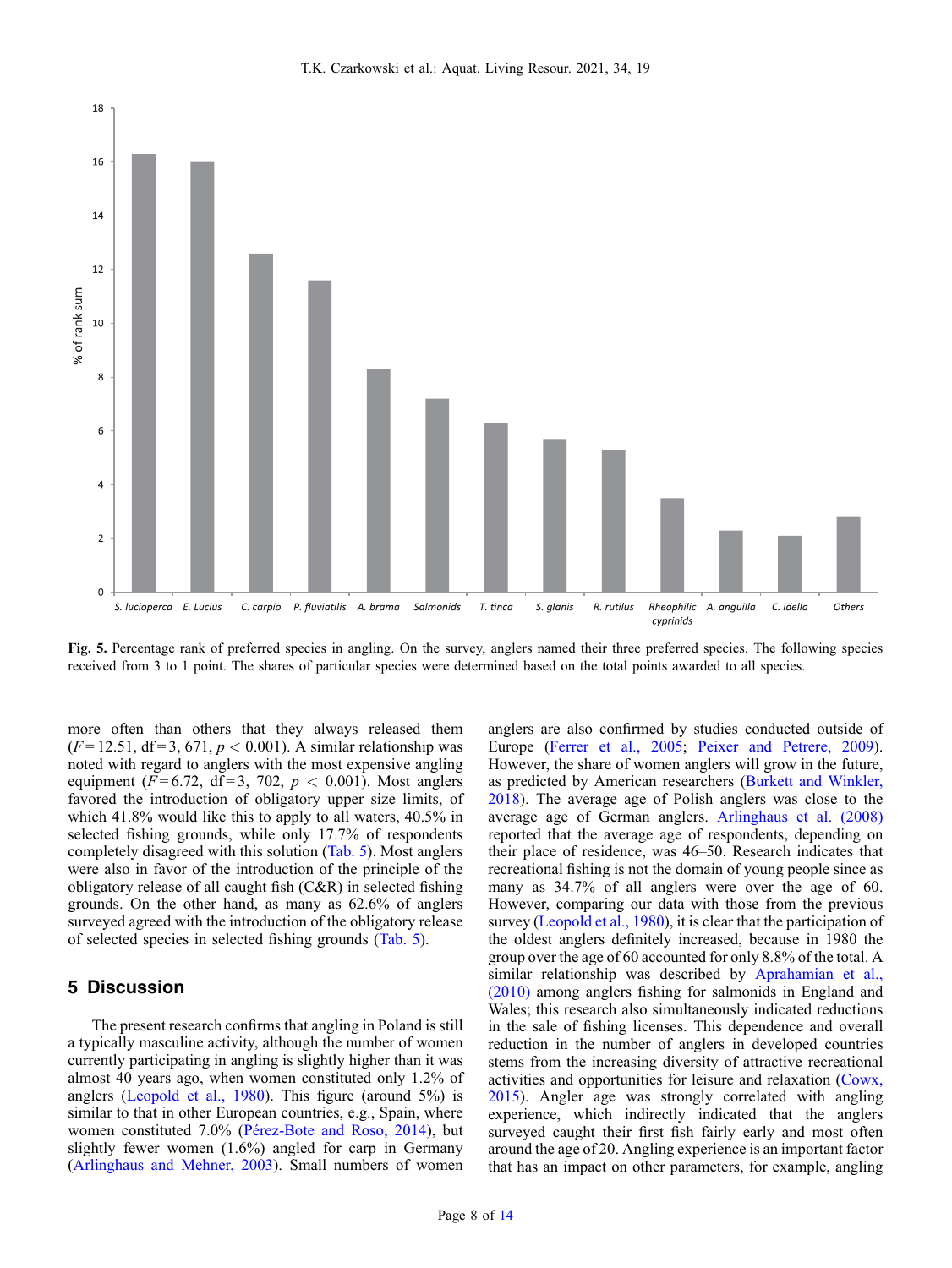Fig. 5. Percentage rank of preferred species in angling. On the survey, anglers named their three preferred species. The following species received from 3 to 1 point. The shares of particular species were determined based on the total points awarded to all species.

more often than others that they always released them ($F = 12.51$, df = 3, 671, $p < 0.001$). A similar relationship was noted with regard to anglers with the most expensive angling equipment ($F = 6.72$, df = 3, 702, $p < 0.001$). Most anglers favored the introduction of obligatory upper size limits, of which 41.8% would like this to apply to all waters, 40.5% in selected fishing grounds, while only 17.7% of respondents completely disagreed with this solution (Tab. 5). Most anglers were also in favor of the introduction of the principle of the obligatory release of all caught fish (C&R) in selected fishing grounds. On the other hand, as many as 62.6% of anglers surveyed agreed with the introduction of the obligatory release of selected species in selected fishing grounds (Tab. 5).

## 5 Discussion

The present research confirms that angling in Poland is still a typically masculine activity, although the number of women currently participating in angling is slightly higher than it was almost 40 years ago, when women constituted only 1.2% of anglers (Leopold et al., 1980). This figure (around 5%) is similar to that in other European countries, e.g., Spain, where women constituted 7.0% (Pérez-Bote and Roso, 2014), but slightly fewer women (1.6%) angled for carp in Germany (Arlinghaus and Mehner, 2003). Small numbers of women anglers are also confirmed by studies conducted outside of Europe (Ferrer et al., 2005; Peixer and Petrere, 2009). However, the share of women anglers will grow in the future, as predicted by American researchers (Burkett and Winkler, 2018). The average age of Polish anglers was close to the average age of German anglers. Arlinghaus et al. (2008) reported that the average age of respondents, depending on their place of residence, was 46–50. Research indicates that recreational fishing is not the domain of young people since as many as 34.7% of all anglers were over the age of 60. However, comparing our data with those from the previous survey (Leopold et al., 1980), it is clear that the participation of the oldest anglers definitely increased, because in 1980 the group over the age of 60 accounted for only 8.8% of the total. A similar relationship was described by Aprahamian et al., (2010) among anglers fishing for salmonids in England and Wales; this research also simultaneously indicated reductions in the sale of fishing licenses. This dependence and overall reduction in the number of anglers in developed countries stems from the increasing diversity of attractive recreational activities and opportunities for leisure and relaxation (Cowx, 2015). Angler age was strongly correlated with angling experience, which indirectly indicated that the anglers surveyed caught their first fish fairly early and most often around the age of 20. Angling experience is an important factor that has an impact on other parameters, for example, angling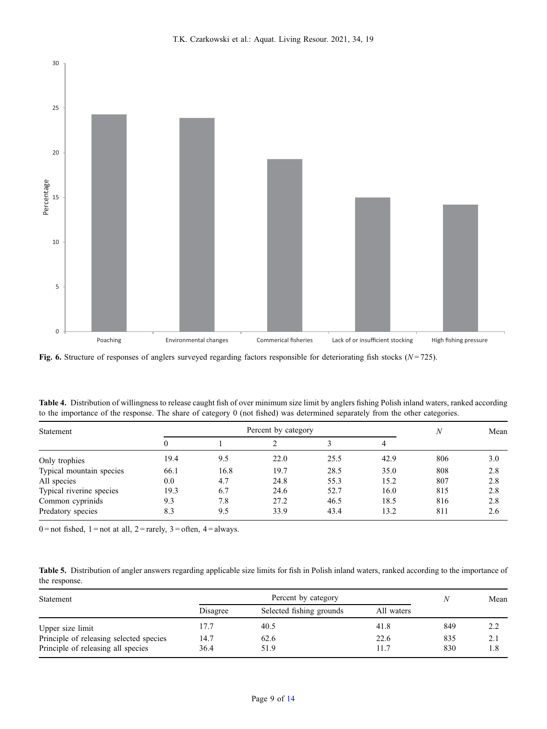**Fig. 6.** Structure of responses of anglers surveyed regarding factors responsible for deteriorating fish stocks ($N = 725$).

**Table 4.** Distribution of willingness to release caught fish of over minimum size limit by anglers fishing Polish inland waters, ranked according to the importance of the response. The share of category 0 (not fished) was determined separately from the other categories.

| Statement | Percent by category | | | | | N | Mean |
|---|---|---|---|---|---|---|---|
| | 0 | 1 | 2 | 3 | 4 | | |
| Only trophies | 19.4 | 9.5 | 22.0 | 25.5 | 42.9 | 806 | 3.0 |
| Typical mountain species | 66.1 | 16.8 | 19.7 | 28.5 | 35.0 | 808 | 2.8 |
| All species | 0.0 | 4.7 | 24.8 | 55.3 | 15.2 | 807 | 2.8 |
| Typical riverine species | 19.3 | 6.7 | 24.6 | 52.7 | 16.0 | 815 | 2.8 |
| Common cyprinids | 9.3 | 7.8 | 27.2 | 46.5 | 18.5 | 816 | 2.8 |
| Predatory species | 8.3 | 9.5 | 33.9 | 43.4 | 13.2 | 811 | 2.6 |

0 = not fished, 1 = not at all, 2 = rarely, 3 = often, 4 = always.

**Table 5.** Distribution of angler answers regarding applicable size limits for fish in Polish inland waters, ranked according to the importance of the response.

| Statement | Percent by category | | | N | Mean |
|---|---|---|---|---|---|
| | Disagree | Selected fishing grounds | All waters | | |
| Upper size limit | 17.7 | 40.5 | 41.8 | 849 | 2.2 |
| Principle of releasing selected species | 14.7 | 62.6 | 22.6 | 835 | 2.1 |
| Principle of releasing all species | 36.4 | 51.9 | 11.7 | 830 | 1.8 |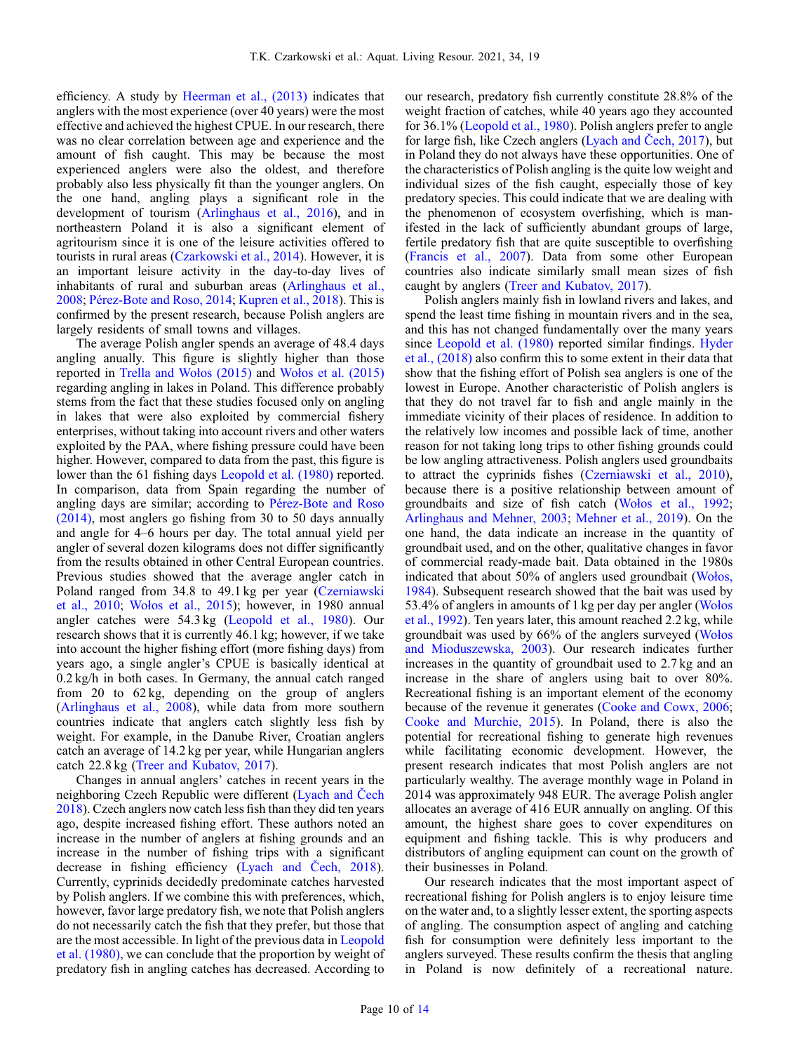efficiency. A study by Heerman et al., (2013) indicates that anglers with the most experience (over 40 years) were the most effective and achieved the highest CPUE. In our research, there was no clear correlation between age and experience and the amount of fish caught. This may be because the most experienced anglers were also the oldest, and therefore probably also less physically fit than the younger anglers. On the one hand, angling plays a significant role in the development of tourism (Arlinghaus et al., 2016), and in northeastern Poland it is also a significant element of agritourism since it is one of the leisure activities offered to tourists in rural areas (Czarkowski et al., 2014). However, it is an important leisure activity in the day-to-day lives of inhabitants of rural and suburban areas (Arlinghaus et al., 2008; Pérez-Bote and Roso, 2014; Kupren et al., 2018). This is confirmed by the present research, because Polish anglers are largely residents of small towns and villages.

The average Polish angler spends an average of 48.4 days angling anually. This figure is slightly higher than those reported in Trella and Wołos (2015) and Wołos et al. (2015) regarding angling in lakes in Poland. This difference probably stems from the fact that these studies focused only on angling in lakes that were also exploited by commercial fishery enterprises, without taking into account rivers and other waters exploited by the PAA, where fishing pressure could have been higher. However, compared to data from the past, this figure is lower than the 61 fishing days Leopold et al. (1980) reported. In comparison, data from Spain regarding the number of angling days are similar; according to Pérez-Bote and Roso (2014), most anglers go fishing from 30 to 50 days annually and angle for 4–6 hours per day. The total annual yield per angler of several dozen kilograms does not differ significantly from the results obtained in other Central European countries. Previous studies showed that the average angler catch in Poland ranged from 34.8 to 49.1 kg per year (Czerniawski et al., 2010; Wołos et al., 2015); however, in 1980 annual angler catches were 54.3 kg (Leopold et al., 1980). Our research shows that it is currently 46.1 kg; however, if we take into account the higher fishing effort (more fishing days) from years ago, a single angler's CPUE is basically identical at 0.2 kg/h in both cases. In Germany, the annual catch ranged from 20 to 62 kg, depending on the group of anglers (Arlinghaus et al., 2008), while data from more southern countries indicate that anglers catch slightly less fish by weight. For example, in the Danube River, Croatian anglers catch an average of 14.2 kg per year, while Hungarian anglers catch 22.8 kg (Treer and Kubatov, 2017).

Changes in annual anglers' catches in recent years in the neighboring Czech Republic were different (Lyach and Čech 2018). Czech anglers now catch less fish than they did ten years ago, despite increased fishing effort. These authors noted an increase in the number of anglers at fishing grounds and an increase in the number of fishing trips with a significant decrease in fishing efficiency (Lyach and Čech, 2018). Currently, cyprinids decidedly predominate catches harvested by Polish anglers. If we combine this with preferences, which, however, favor large predatory fish, we note that Polish anglers do not necessarily catch the fish that they prefer, but those that are the most accessible. In light of the previous data in Leopold et al. (1980), we can conclude that the proportion by weight of predatory fish in angling catches has decreased. According to our research, predatory fish currently constitute 28.8% of the weight fraction of catches, while 40 years ago they accounted for 36.1% (Leopold et al., 1980). Polish anglers prefer to angle for large fish, like Czech anglers (Lyach and Čech, 2017), but in Poland they do not always have these opportunities. One of the characteristics of Polish angling is the quite low weight and individual sizes of the fish caught, especially those of key predatory species. This could indicate that we are dealing with the phenomenon of ecosystem overfishing, which is manifested in the lack of sufficiently abundant groups of large, fertile predatory fish that are quite susceptible to overfishing (Francis et al., 2007). Data from some other European countries also indicate similarly small mean sizes of fish caught by anglers (Treer and Kubatov, 2017).

Polish anglers mainly fish in lowland rivers and lakes, and spend the least time fishing in mountain rivers and in the sea, and this has not changed fundamentally over the many years since Leopold et al. (1980) reported similar findings. Hyder et al., (2018) also confirm this to some extent in their data that show that the fishing effort of Polish sea anglers is one of the lowest in Europe. Another characteristic of Polish anglers is that they do not travel far to fish and angle mainly in the immediate vicinity of their places of residence. In addition to the relatively low incomes and possible lack of time, another reason for not taking long trips to other fishing grounds could be low angling attractiveness. Polish anglers used groundbaits to attract the cyprinids fishes (Czerniawski et al., 2010), because there is a positive relationship between amount of groundbaits and size of fish catch (Wołos et al., 1992; Arlinghaus and Mehner, 2003; Mehner et al., 2019). On the one hand, the data indicate an increase in the quantity of groundbait used, and on the other, qualitative changes in favor of commercial ready-made bait. Data obtained in the 1980s indicated that about 50% of anglers used groundbait (Wołos, 1984). Subsequent research showed that the bait was used by 53.4% of anglers in amounts of 1 kg per day per angler (Wołos et al., 1992). Ten years later, this amount reached 2.2 kg, while groundbait was used by 66% of the anglers surveyed (Wołos and Mioduszewska, 2003). Our research indicates further increases in the quantity of groundbait used to 2.7 kg and an increase in the share of anglers using bait to over 80%. Recreational fishing is an important element of the economy because of the revenue it generates (Cooke and Cowx, 2006; Cooke and Murchie, 2015). In Poland, there is also the potential for recreational fishing to generate high revenues while facilitating economic development. However, the present research indicates that most Polish anglers are not particularly wealthy. The average monthly wage in Poland in 2014 was approximately 948 EUR. The average Polish angler allocates an average of 416 EUR annually on angling. Of this amount, the highest share goes to cover expenditures on equipment and fishing tackle. This is why producers and distributors of angling equipment can count on the growth of their businesses in Poland.

Our research indicates that the most important aspect of recreational fishing for Polish anglers is to enjoy leisure time on the water and, to a slightly lesser extent, the sporting aspects of angling. The consumption aspect of angling and catching fish for consumption were definitely less important to the anglers surveyed. These results confirm the thesis that angling in Poland is now definitely of a recreational nature.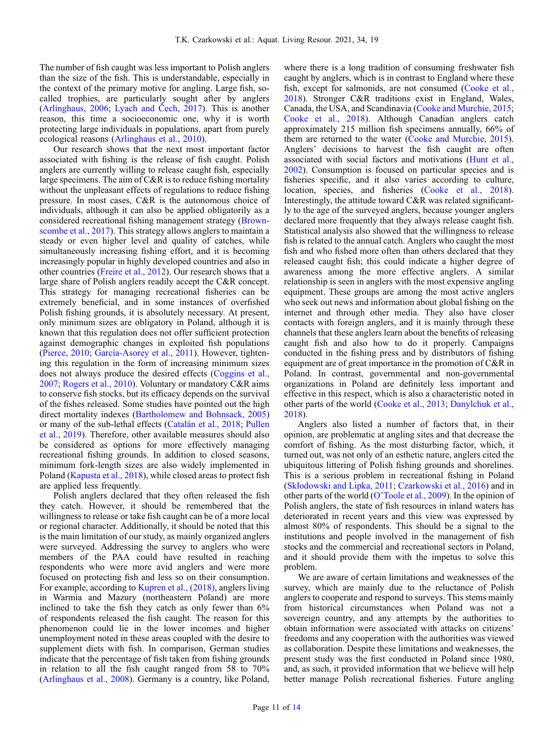The number of fish caught was less important to Polish anglers than the size of the fish. This is understandable, especially in the context of the primary motive for angling. Large fish, so-called trophies, are particularly sought after by anglers (Arlinghaus, 2006; Lyach and Čech, 2017). This is another reason, this time a socioeconomic one, why it is worth protecting large individuals in populations, apart from purely ecological reasons (Arlinghaus et al., 2010).

Our research shows that the next most important factor associated with fishing is the release of fish caught. Polish anglers are currently willing to release caught fish, especially large specimens. The aim of C&R is to reduce fishing mortality without the unpleasant effects of regulations to reduce fishing pressure. In most cases, C&R is the autonomous choice of individuals, although it can also be applied obligatorily as a considered recreational fishing management strategy (Brownscombe et al., 2017). This strategy allows anglers to maintain a steady or even higher level and quality of catches, while simultaneously increasing fishing effort, and it is becoming increasingly popular in highly developed countries and also in other countries (Freire et al., 2012). Our research shows that a large share of Polish anglers readily accept the C&R concept. This strategy for managing recreational fisheries can be extremely beneficial, and in some instances of overfished Polish fishing grounds, it is absolutely necessary. At present, only minimum sizes are obligatory in Poland, although it is known that this regulation does not offer sufficient protection against demographic changes in exploited fish populations (Pierce, 2010; García-Asorey et al., 2011). However, tightening this regulation in the form of increasing minimum sizes does not always produce the desired effects (Coggins et al., 2007; Rogers et al., 2010). Voluntary or mandatory C&R aims to conserve fish stocks, but its efficacy depends on the survival of the fishes released. Some studies have pointed out the high direct mortality indexes (Bartholomew and Bohnsack, 2005) or many of the sub-lethal effects (Catalán et al., 2018; Pullen et al., 2019). Therefore, other available measures should also be considered as options for more effectively managing recreational fishing grounds. In addition to closed seasons, minimum fork-length sizes are also widely implemented in Poland (Kapusta et al., 2018), while closed areas to protect fish are applied less frequently.

Polish anglers declared that they often released the fish they catch. However, it should be remembered that the willingness to release or take fish caught can be of a more local or regional character. Additionally, it should be noted that this is the main limitation of our study, as mainly organized anglers were surveyed. Addressing the survey to anglers who were members of the PAA could have resulted in reaching respondents who were more avid anglers and were more focused on protecting fish and less so on their consumption. For example, according to Kupren et al., (2018), anglers living in Warmia and Mazury (northeastern Poland) are more inclined to take the fish they catch as only fewer than 6% of respondents released the fish caught. The reason for this phenomenon could lie in the lower incomes and higher unemployment noted in these areas coupled with the desire to supplement diets with fish. In comparison, German studies indicate that the percentage of fish taken from fishing grounds in relation to all the fish caught ranged from 58 to 70% (Arlinghaus et al., 2008). Germany is a country, like Poland, where there is a long tradition of consuming freshwater fish caught by anglers, which is in contrast to England where these fish, except for salmonids, are not consumed (Cooke et al., 2018). Stronger C&R traditions exist in England, Wales, Canada, the USA, and Scandinavia (Cooke and Murchie, 2015; Cooke et al., 2018). Although Canadian anglers catch approximately 215 million fish specimens annually, 66% of them are returned to the water (Cooke and Murchie, 2015). Anglers' decisions to harvest the fish caught are often associated with social factors and motivations (Hunt et al., 2002). Consumption is focused on particular species and is fisheries specific, and it also varies according to culture, location, species, and fisheries (Cooke et al., 2018). Interestingly, the attitude toward C&R was related significantly to the age of the surveyed anglers, because younger anglers declared more frequently that they always release caught fish. Statistical analysis also showed that the willingness to release fish is related to the annual catch. Anglers who caught the most fish and who fished more often than others declared that they released caught fish; this could indicate a higher degree of awareness among the more effective anglers. A similar relationship is seen in anglers with the most expensive angling equipment. These groups are among the most active anglers who seek out news and information about global fishing on the internet and through other media. They also have closer contacts with foreign anglers, and it is mainly through these channels that these anglers learn about the benefits of releasing caught fish and also how to do it properly. Campaigns conducted in the fishing press and by distributors of fishing equipment are of great importance in the promotion of C&R in Poland. In contrast, governmental and non-governmental organizations in Poland are definitely less important and effective in this respect, which is also a characteristic noted in other parts of the world (Cooke et al., 2013; Danylchuk et al., 2018).

Anglers also listed a number of factors that, in their opinion, are problematic at angling sites and that decrease the comfort of fishing. As the most disturbing factor, which, it turned out, was not only of an esthetic nature, anglers cited the ubiquitous littering of Polish fishing grounds and shorelines. This is a serious problem in recreational fishing in Poland (Skłodowski and Lipka, 2011; Czarkowski et al., 2016) and in other parts of the world (O'Toole et al., 2009). In the opinion of Polish anglers, the state of fish resources in inland waters has deteriorated in recent years and this view was expressed by almost 80% of respondents. This should be a signal to the institutions and people involved in the management of fish stocks and the commercial and recreational sectors in Poland, and it should provide them with the impetus to solve this problem.

We are aware of certain limitations and weaknesses of the survey, which are mainly due to the reluctance of Polish anglers to cooperate and respond to surveys. This stems mainly from historical circumstances when Poland was not a sovereign country, and any attempts by the authorities to obtain information were associated with attacks on citizens' freedoms and any cooperation with the authorities was viewed as collaboration. Despite these limitations and weaknesses, the present study was the first conducted in Poland since 1980, and, as such, it provided information that we believe will help better manage Polish recreational fisheries. Future angling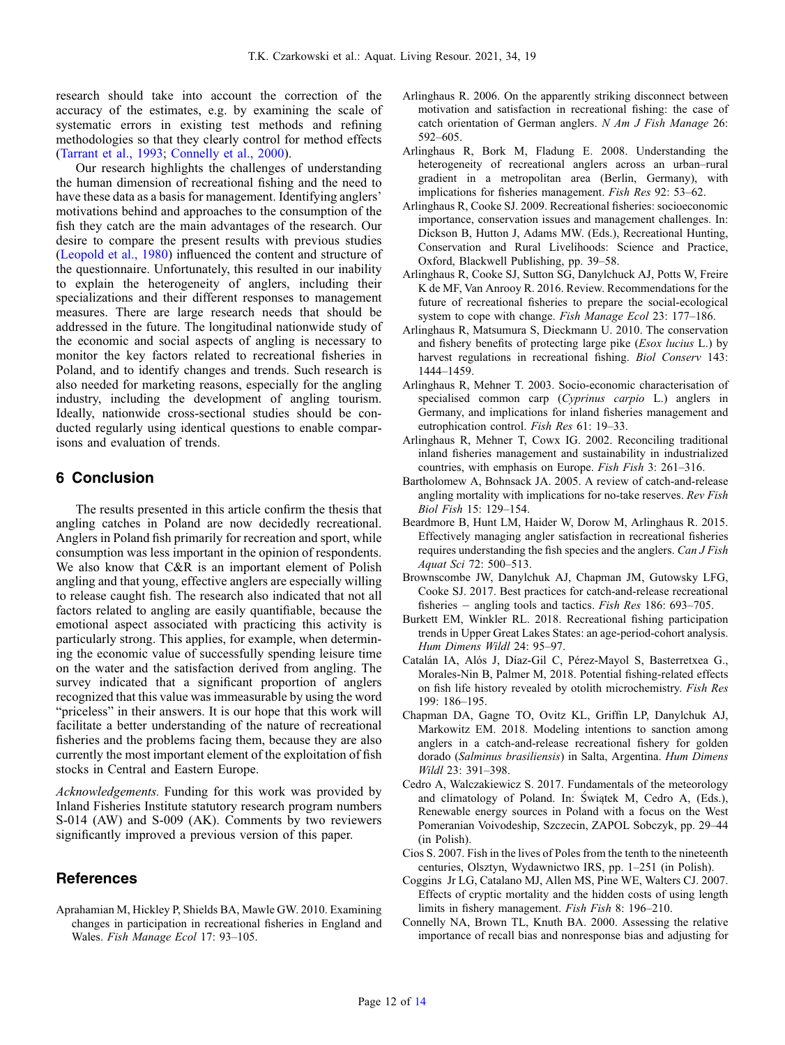research should take into account the correction of the accuracy of the estimates, e.g. by examining the scale of systematic errors in existing test methods and refining methodologies so that they clearly control for method effects (Tarrant et al., 1993; Connelly et al., 2000).

Our research highlights the challenges of understanding the human dimension of recreational fishing and the need to have these data as a basis for management. Identifying anglers' motivations behind and approaches to the consumption of the fish they catch are the main advantages of the research. Our desire to compare the present results with previous studies (Leopold et al., 1980) influenced the content and structure of the questionnaire. Unfortunately, this resulted in our inability to explain the heterogeneity of anglers, including their specializations and their different responses to management measures. There are large research needs that should be addressed in the future. The longitudinal nationwide study of the economic and social aspects of angling is necessary to monitor the key factors related to recreational fisheries in Poland, and to identify changes and trends. Such research is also needed for marketing reasons, especially for the angling industry, including the development of angling tourism. Ideally, nationwide cross-sectional studies should be conducted regularly using identical questions to enable comparisons and evaluation of trends.

## 6 Conclusion

The results presented in this article confirm the thesis that angling catches in Poland are now decidedly recreational. Anglers in Poland fish primarily for recreation and sport, while consumption was less important in the opinion of respondents. We also know that C&R is an important element of Polish angling and that young, effective anglers are especially willing to release caught fish. The research also indicated that not all factors related to angling are easily quantifiable, because the emotional aspect associated with practicing this activity is particularly strong. This applies, for example, when determining the economic value of successfully spending leisure time on the water and the satisfaction derived from angling. The survey indicated that a significant proportion of anglers recognized that this value was immeasurable by using the word "priceless" in their answers. It is our hope that this work will facilitate a better understanding of the nature of recreational fisheries and the problems facing them, because they are also currently the most important element of the exploitation of fish stocks in Central and Eastern Europe.

*Acknowledgements.* Funding for this work was provided by Inland Fisheries Institute statutory research program numbers S-014 (AW) and S-009 (AK). Comments by two reviewers significantly improved a previous version of this paper.

## References

Aprahamian M, Hickley P, Shields BA, Mawle GW. 2010. Examining changes in participation in recreational fisheries in England and Wales. *Fish Manage Ecol* 17: 93–105.

Arlinghaus R. 2006. On the apparently striking disconnect between motivation and satisfaction in recreational fishing: the case of catch orientation of German anglers. *N Am J Fish Manage* 26: 592–605.

Arlinghaus R, Bork M, Fladung E. 2008. Understanding the heterogeneity of recreational anglers across an urban–rural gradient in a metropolitan area (Berlin, Germany), with implications for fisheries management. *Fish Res* 92: 53–62.

Arlinghaus R, Cooke SJ. 2009. Recreational fisheries: socioeconomic importance, conservation issues and management challenges. In: Dickson B, Hutton J, Adams MW. (Eds.), Recreational Hunting, Conservation and Rural Livelihoods: Science and Practice, Oxford, Blackwell Publishing, pp. 39–58.

Arlinghaus R, Cooke SJ, Sutton SG, Danylchuck AJ, Potts W, Freire K de MF, Van Anrooy R. 2016. Review. Recommendations for the future of recreational fisheries to prepare the social-ecological system to cope with change. *Fish Manage Ecol* 23: 177–186.

Arlinghaus R, Matsumura S, Dieckmann U. 2010. The conservation and fishery benefits of protecting large pike (*Esox lucius* L.) by harvest regulations in recreational fishing. *Biol Conserv* 143: 1444–1459.

Arlinghaus R, Mehner T. 2003. Socio-economic characterisation of specialised common carp (*Cyprinus carpio* L.) anglers in Germany, and implications for inland fisheries management and eutrophication control. *Fish Res* 61: 19–33.

Arlinghaus R, Mehner T, Cowx IG. 2002. Reconciling traditional inland fisheries management and sustainability in industrialized countries, with emphasis on Europe. *Fish Fish* 3: 261–316.

Bartholomew A, Bohnsack JA. 2005. A review of catch-and-release angling mortality with implications for no-take reserves. *Rev Fish Biol Fish* 15: 129–154.

Beardmore B, Hunt LM, Haider W, Dorow M, Arlinghaus R. 2015. Effectively managing angler satisfaction in recreational fisheries requires understanding the fish species and the anglers. *Can J Fish Aquat Sci* 72: 500–513.

Brownscombe JW, Danylchuk AJ, Chapman JM, Gutowsky LFG, Cooke SJ. 2017. Best practices for catch-and-release recreational fisheries – angling tools and tactics. *Fish Res* 186: 693–705.

Burkett EM, Winkler RL. 2018. Recreational fishing participation trends in Upper Great Lakes States: an age-period-cohort analysis. *Hum Dimens Wildl* 24: 95–97.

Catalán IA, Alós J, Díaz-Gil C, Pérez-Mayol S, Basterretxea G., Morales-Nin B, Palmer M, 2018. Potential fishing-related effects on fish life history revealed by otolith microchemistry. *Fish Res* 199: 186–195.

Chapman DA, Gagne TO, Ovitz KL, Griffin LP, Danylchuk AJ, Markowitz EM. 2018. Modeling intentions to sanction among anglers in a catch-and-release recreational fishery for golden dorado (*Salminus brasiliensis*) in Salta, Argentina. *Hum Dimens Wildl* 23: 391–398.

Cedro A, Walczakiewicz S. 2017. Fundamentals of the meteorology and climatology of Poland. In: Świątek M, Cedro A, (Eds.), Renewable energy sources in Poland with a focus on the West Pomeranian Voivodeship, Szczecin, ZAPOL Sobczyk, pp. 29–44 (in Polish).

Cios S. 2007. Fish in the lives of Poles from the tenth to the nineteenth centuries, Olsztyn, Wydawnictwo IRS, pp. 1–251 (in Polish).

Coggins Jr LG, Catalano MJ, Allen MS, Pine WE, Walters CJ. 2007. Effects of cryptic mortality and the hidden costs of using length limits in fishery management. *Fish Fish* 8: 196–210.

Connelly NA, Brown TL, Knuth BA. 2000. Assessing the relative importance of recall bias and nonresponse bias and adjusting for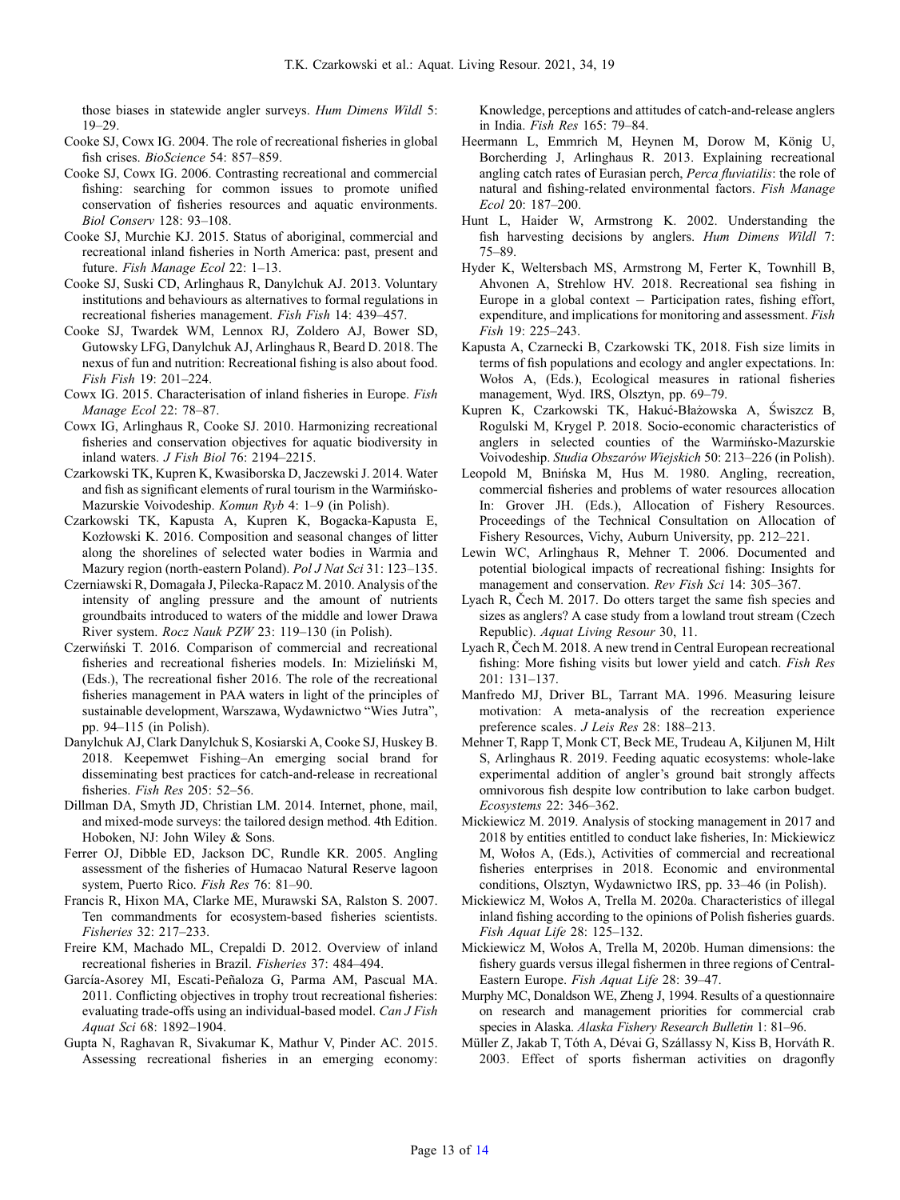those biases in statewide angler surveys. *Hum Dimens Wildl* 5: 19–29.

Cooke SJ, Cowx IG. 2004. The role of recreational fisheries in global fish crises. *BioScience* 54: 857–859.

Cooke SJ, Cowx IG. 2006. Contrasting recreational and commercial fishing: searching for common issues to promote unified conservation of fisheries resources and aquatic environments. *Biol Conserv* 128: 93–108.

Cooke SJ, Murchie KJ. 2015. Status of aboriginal, commercial and recreational inland fisheries in North America: past, present and future. *Fish Manage Ecol* 22: 1–13.

Cooke SJ, Suski CD, Arlinghaus R, Danylchuk AJ. 2013. Voluntary institutions and behaviours as alternatives to formal regulations in recreational fisheries management. *Fish Fish* 14: 439–457.

Cooke SJ, Twardek WM, Lennox RJ, Zoldero AJ, Bower SD, Gutowsky LFG, Danylchuk AJ, Arlinghaus R, Beard D. 2018. The nexus of fun and nutrition: Recreational fishing is also about food. *Fish Fish* 19: 201–224.

Cowx IG. 2015. Characterisation of inland fisheries in Europe. *Fish Manage Ecol* 22: 78–87.

Cowx IG, Arlinghaus R, Cooke SJ. 2010. Harmonizing recreational fisheries and conservation objectives for aquatic biodiversity in inland waters. *J Fish Biol* 76: 2194–2215.

Czarkowski TK, Kupren K, Kwasiborska D, Jaczewski J. 2014. Water and fish as significant elements of rural tourism in the Warmińsko-Mazurskie Voivodeship. *Komun Ryb* 4: 1–9 (in Polish).

Czarkowski TK, Kapusta A, Kupren K, Bogacka-Kapusta E, Kozłowski K. 2016. Composition and seasonal changes of litter along the shorelines of selected water bodies in Warmia and Mazury region (north-eastern Poland). *Pol J Nat Sci* 31: 123–135.

Czerniawski R, Domagała J, Pilecka-Rapacz M. 2010. Analysis of the intensity of angling pressure and the amount of nutrients groundbaits introduced to waters of the middle and lower Drawa River system. *Rocz Nauk PZW* 23: 119–130 (in Polish).

Czerwiński T. 2016. Comparison of commercial and recreational fisheries and recreational fisheries models. In: Mizieliński M, (Eds.), The recreational fisher 2016. The role of the recreational fisheries management in PAA waters in light of the principles of sustainable development, Warszawa, Wydawnictwo "Wies Jutra", pp. 94–115 (in Polish).

Danylchuk AJ, Clark Danylchuk S, Kosiarski A, Cooke SJ, Huskey B. 2018. Keepemwet Fishing–An emerging social brand for disseminating best practices for catch-and-release in recreational fisheries. *Fish Res* 205: 52–56.

Dillman DA, Smyth JD, Christian LM. 2014. Internet, phone, mail, and mixed-mode surveys: the tailored design method. 4th Edition. Hoboken, NJ: John Wiley & Sons.

Ferrer OJ, Dibble ED, Jackson DC, Rundle KR. 2005. Angling assessment of the fisheries of Humacao Natural Reserve lagoon system, Puerto Rico. *Fish Res* 76: 81–90.

Francis R, Hixon MA, Clarke ME, Murawski SA, Ralston S. 2007. Ten commandments for ecosystem-based fisheries scientists. *Fisheries* 32: 217–233.

Freire KM, Machado ML, Crepaldi D. 2012. Overview of inland recreational fisheries in Brazil. *Fisheries* 37: 484–494.

García-Asorey MI, Escati-Peñaloza G, Parma AM, Pascual MA. 2011. Conflicting objectives in trophy trout recreational fisheries: evaluating trade-offs using an individual-based model. *Can J Fish Aquat Sci* 68: 1892–1904.

Gupta N, Raghavan R, Sivakumar K, Mathur V, Pinder AC. 2015. Assessing recreational fisheries in an emerging economy: Knowledge, perceptions and attitudes of catch-and-release anglers in India. *Fish Res* 165: 79–84.

Heermann L, Emmrich M, Heynen M, Dorow M, König U, Borcherding J, Arlinghaus R. 2013. Explaining recreational angling catch rates of Eurasian perch, *Perca fluviatilis*: the role of natural and fishing-related environmental factors. *Fish Manage Ecol* 20: 187–200.

Hunt L, Haider W, Armstrong K. 2002. Understanding the fish harvesting decisions by anglers. *Hum Dimens Wildl* 7: 75–89.

Hyder K, Weltersbach MS, Armstrong M, Ferter K, Townhill B, Ahvonen A, Strehlow HV. 2018. Recreational sea fishing in Europe in a global context – Participation rates, fishing effort, expenditure, and implications for monitoring and assessment. *Fish Fish* 19: 225–243.

Kapusta A, Czarnecki B, Czarkowski TK, 2018. Fish size limits in terms of fish populations and ecology and angler expectations. In: Wołos A, (Eds.), Ecological measures in rational fisheries management, Wyd. IRS, Olsztyn, pp. 69–79.

Kupren K, Czarkowski TK, Hakuć-Błażowska A, Świszcz B, Rogulski M, Krygel P. 2018. Socio-economic characteristics of anglers in selected counties of the Warmińsko-Mazurskie Voivodeship. *Studia Obszarów Wiejskich* 50: 213–226 (in Polish).

Leopold M, Bnińska M, Hus M. 1980. Angling, recreation, commercial fisheries and problems of water resources allocation In: Grover JH. (Eds.), Allocation of Fishery Resources. Proceedings of the Technical Consultation on Allocation of Fishery Resources, Vichy, Auburn University, pp. 212–221.

Lewin WC, Arlinghaus R, Mehner T. 2006. Documented and potential biological impacts of recreational fishing: Insights for management and conservation. *Rev Fish Sci* 14: 305–367.

Lyach R, Čech M. 2017. Do otters target the same fish species and sizes as anglers? A case study from a lowland trout stream (Czech Republic). *Aquat Living Resour* 30, 11.

Lyach R, Čech M. 2018. A new trend in Central European recreational fishing: More fishing visits but lower yield and catch. *Fish Res* 201: 131–137.

Manfredo MJ, Driver BL, Tarrant MA. 1996. Measuring leisure motivation: A meta-analysis of the recreation experience preference scales. *J Leis Res* 28: 188–213.

Mehner T, Rapp T, Monk CT, Beck ME, Trudeau A, Kiljunen M, Hilt S, Arlinghaus R. 2019. Feeding aquatic ecosystems: whole-lake experimental addition of angler's ground bait strongly affects omnivorous fish despite low contribution to lake carbon budget. *Ecosystems* 22: 346–362.

Mickiewicz M. 2019. Analysis of stocking management in 2017 and 2018 by entities entitled to conduct lake fisheries, In: Mickiewicz M, Wołos A, (Eds.), Activities of commercial and recreational fisheries enterprises in 2018. Economic and environmental conditions, Olsztyn, Wydawnictwo IRS, pp. 33–46 (in Polish).

Mickiewicz M, Wołos A, Trella M. 2020a. Characteristics of illegal inland fishing according to the opinions of Polish fisheries guards. *Fish Aquat Life* 28: 125–132.

Mickiewicz M, Wołos A, Trella M, 2020b. Human dimensions: the fishery guards versus illegal fishermen in three regions of Central-Eastern Europe. *Fish Aquat Life* 28: 39–47.

Murphy MC, Donaldson WE, Zheng J, 1994. Results of a questionnaire on research and management priorities for commercial crab species in Alaska. *Alaska Fishery Research Bulletin* 1: 81–96.

Müller Z, Jakab T, Tóth A, Dévai G, Szállassy N, Kiss B, Horváth R. 2003. Effect of sports fisherman activities on dragonfly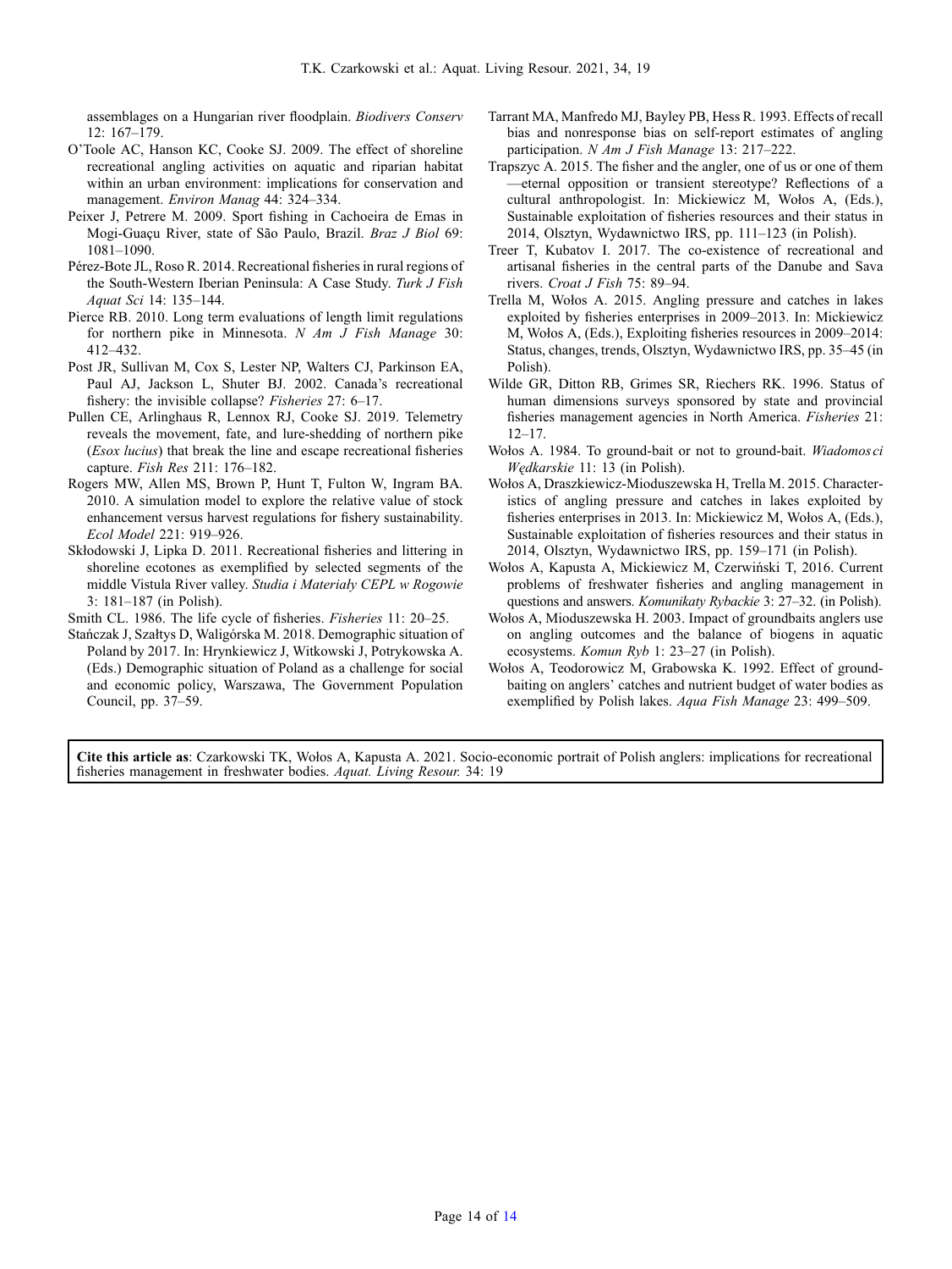assemblages on a Hungarian river floodplain. *Biodivers Conserv* 12: 167–179.

O'Toole AC, Hanson KC, Cooke SJ. 2009. The effect of shoreline recreational angling activities on aquatic and riparian habitat within an urban environment: implications for conservation and management. *Environ Manag* 44: 324–334.

Peixer J, Petrere M. 2009. Sport fishing in Cachoeira de Emas in Mogi-Guaçu River, state of São Paulo, Brazil. *Braz J Biol* 69: 1081–1090.

Pérez-Bote JL, Roso R. 2014. Recreational fisheries in rural regions of the South-Western Iberian Peninsula: A Case Study. *Turk J Fish Aquat Sci* 14: 135–144.

Pierce RB. 2010. Long term evaluations of length limit regulations for northern pike in Minnesota. *N Am J Fish Manage* 30: 412–432.

Post JR, Sullivan M, Cox S, Lester NP, Walters CJ, Parkinson EA, Paul AJ, Jackson L, Shuter BJ. 2002. Canada's recreational fishery: the invisible collapse? *Fisheries* 27: 6–17.

Pullen CE, Arlinghaus R, Lennox RJ, Cooke SJ. 2019. Telemetry reveals the movement, fate, and lure-shedding of northern pike (*Esox lucius*) that break the line and escape recreational fisheries capture. *Fish Res* 211: 176–182.

Rogers MW, Allen MS, Brown P, Hunt T, Fulton W, Ingram BA. 2010. A simulation model to explore the relative value of stock enhancement versus harvest regulations for fishery sustainability. *Ecol Model* 221: 919–926.

Skłodowski J, Lipka D. 2011. Recreational fisheries and littering in shoreline ecotones as exemplified by selected segments of the middle Vistula River valley. *Studia i Materiały CEPL w Rogowie* 3: 181–187 (in Polish).

Smith CL. 1986. The life cycle of fisheries. *Fisheries* 11: 20–25.

Stańczak J, Szałtys D, Waligórska M. 2018. Demographic situation of Poland by 2017. In: Hrynkiewicz J, Witkowski J, Potrykowska A. (Eds.) Demographic situation of Poland as a challenge for social and economic policy, Warszawa, The Government Population Council, pp. 37–59.

Tarrant MA, Manfredo MJ, Bayley PB, Hess R. 1993. Effects of recall bias and nonresponse bias on self-report estimates of angling participation. *N Am J Fish Manage* 13: 217–222.

Trapszyc A. 2015. The fisher and the angler, one of us or one of them —eternal opposition or transient stereotype? Reflections of a cultural anthropologist. In: Mickiewicz M, Wołos A, (Eds.), Sustainable exploitation of fisheries resources and their status in 2014, Olsztyn, Wydawnictwo IRS, pp. 111–123 (in Polish).

Treer T, Kubatov I. 2017. The co-existence of recreational and artisanal fisheries in the central parts of the Danube and Sava rivers. *Croat J Fish* 75: 89–94.

Trella M, Wołos A. 2015. Angling pressure and catches in lakes exploited by fisheries enterprises in 2009–2013. In: Mickiewicz M, Wołos A, (Eds.), Exploiting fisheries resources in 2009–2014: Status, changes, trends, Olsztyn, Wydawnictwo IRS, pp. 35–45 (in Polish).

Wilde GR, Ditton RB, Grimes SR, Riechers RK. 1996. Status of human dimensions surveys sponsored by state and provincial fisheries management agencies in North America. *Fisheries* 21: 12–17.

Wołos A. 1984. To ground-bait or not to ground-bait. *Wiadomości Wędkarskie* 11: 13 (in Polish).

Wołos A, Draszkiewicz-Mioduszewska H, Trella M. 2015. Characteristics of angling pressure and catches in lakes exploited by fisheries enterprises in 2013. In: Mickiewicz M, Wołos A, (Eds.), Sustainable exploitation of fisheries resources and their status in 2014, Olsztyn, Wydawnictwo IRS, pp. 159–171 (in Polish).

Wołos A, Kapusta A, Mickiewicz M, Czerwiński T, 2016. Current problems of freshwater fisheries and angling management in questions and answers. *Komunikaty Rybackie* 3: 27–32. (in Polish).

Wołos A, Mioduszewska H. 2003. Impact of groundbaits anglers use on angling outcomes and the balance of biogens in aquatic ecosystems. *Komun Ryb* 1: 23–27 (in Polish).

Wołos A, Teodorowicz M, Grabowska K. 1992. Effect of groundbaiting on anglers' catches and nutrient budget of water bodies as exemplified by Polish lakes. *Aqua Fish Manage* 23: 499–509.

**Cite this article as**: Czarkowski TK, Wołos A, Kapusta A. 2021. Socio-economic portrait of Polish anglers: implications for recreational fisheries management in freshwater bodies. *Aquat. Living Resour.* 34: 19